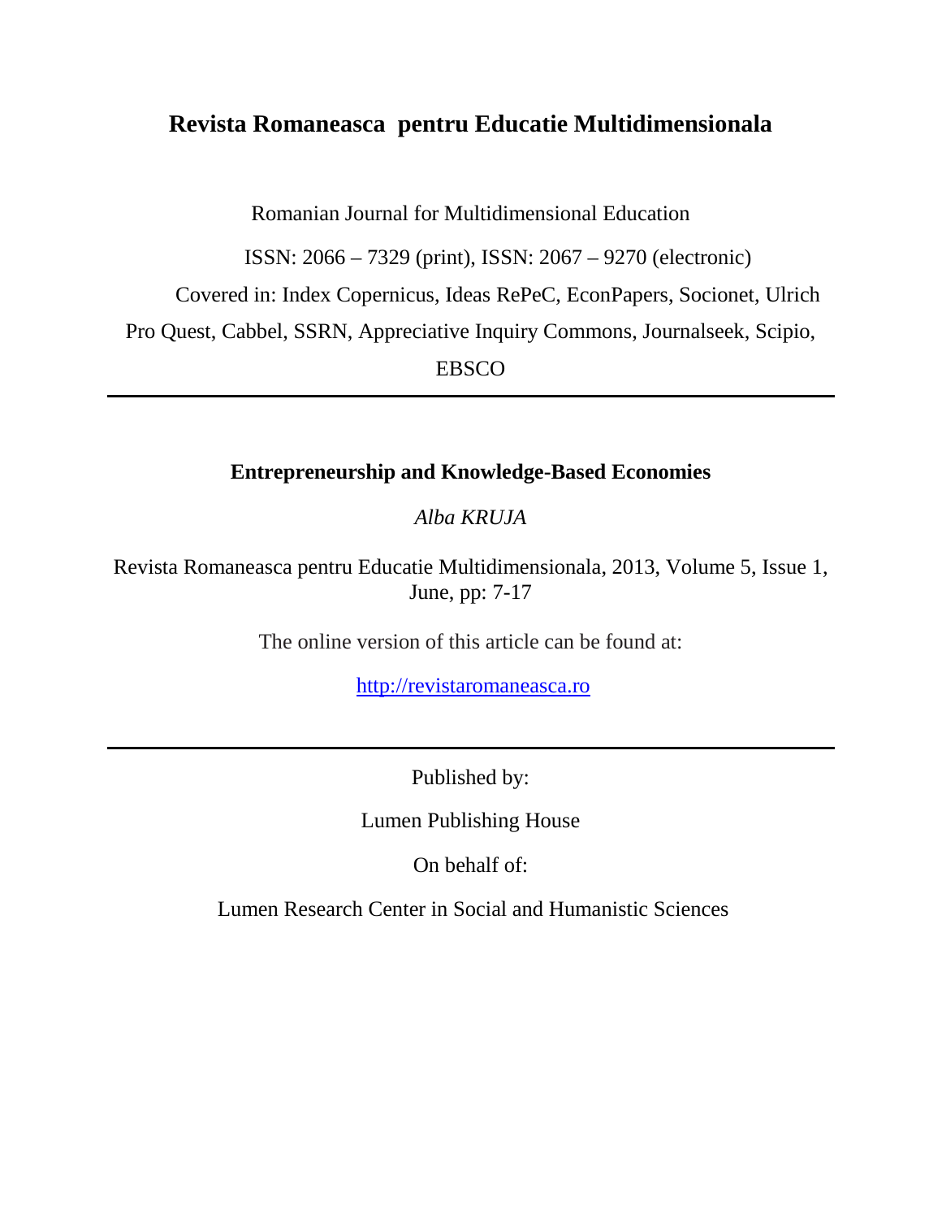# Revista Romaneasca pentru Educatie Multidimensionala

Romanian Journal for Multidimensional Education

ISSN: 2066 – 7329 (print), ISSN: 2067 – 9270 (electronic)

Covered in: Index Copernicus, Ideas RePeC, EconPapers, Socionet, Ulrich Pro Quest, Cabbel, SSRN, Appreciative Inquiry Commons, Journalseek, Scipio, EBSCO

---

## Entrepreneurship and Knowledge-Based Economies

*Alba KRUJA*

Revista Romaneasca pentru Educatie Multidimensionala, 2013, Volume 5, Issue 1, June, pp: 7-17

The online version of this article can be found at:

[http://revistaromaneasca.ro](http://revistaromaneasca.ro)

---

Published by:

Lumen Publishing House

On behalf of:

Lumen Research Center in Social and Humanistic Sciences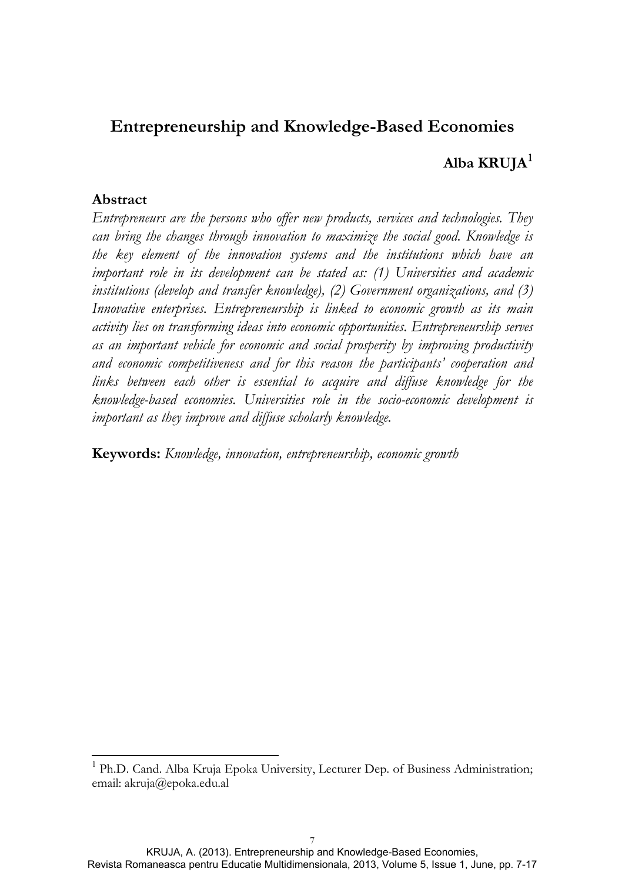# Entrepreneurship and Knowledge-Based Economies

**Alba KRUJA**[1]

## Abstract

*Entrepreneurs are the persons who offer new products, services and technologies. They can bring the changes through innovation to maximize the social good. Knowledge is the key element of the innovation systems and the institutions which have an important role in its development can be stated as: (1) Universities and academic institutions (develop and transfer knowledge), (2) Government organizations, and (3) Innovative enterprises. Entrepreneurship is linked to economic growth as its main activity lies on transforming ideas into economic opportunities. Entrepreneurship serves as an important vehicle for economic and social prosperity by improving productivity and economic competitiveness and for this reason the participants' cooperation and links between each other is essential to acquire and diffuse knowledge for the knowledge-based economies. Universities role in the socio-economic development is important as they improve and diffuse scholarly knowledge.*

**Keywords:** *Knowledge, innovation, entrepreneurship, economic growth*

---

[1] Ph.D. Cand. Alba Kruja Epoka University, Lecturer Dep. of Business Administration; email: akruja@epoka.edu.al

KRUJA, A. (2013). Entrepreneurship and Knowledge-Based Economies, Revista Romaneasca pentru Educatie Multidimensionala, 2013, Volume 5, Issue 1, June, pp. 7-17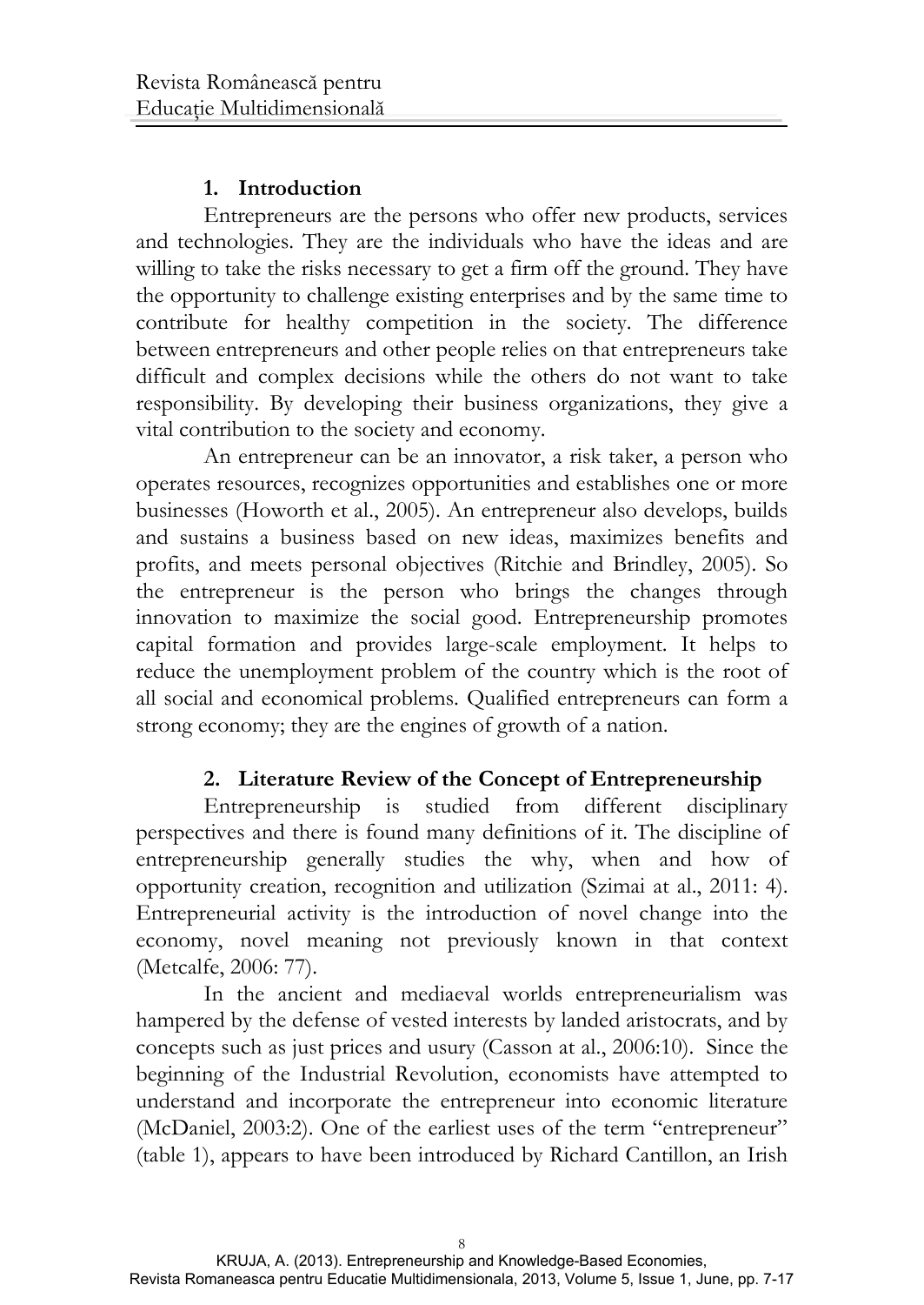## 1. Introduction

Entrepreneurs are the persons who offer new products, services and technologies. They are the individuals who have the ideas and are willing to take the risks necessary to get a firm off the ground. They have the opportunity to challenge existing enterprises and by the same time to contribute for healthy competition in the society. The difference between entrepreneurs and other people relies on that entrepreneurs take difficult and complex decisions while the others do not want to take responsibility. By developing their business organizations, they give a vital contribution to the society and economy.

An entrepreneur can be an innovator, a risk taker, a person who operates resources, recognizes opportunities and establishes one or more businesses (Howorth et al., 2005). An entrepreneur also develops, builds and sustains a business based on new ideas, maximizes benefits and profits, and meets personal objectives (Ritchie and Brindley, 2005). So the entrepreneur is the person who brings the changes through innovation to maximize the social good. Entrepreneurship promotes capital formation and provides large-scale employment. It helps to reduce the unemployment problem of the country which is the root of all social and economical problems. Qualified entrepreneurs can form a strong economy; they are the engines of growth of a nation.

## 2. Literature Review of the Concept of Entrepreneurship

Entrepreneurship is studied from different disciplinary perspectives and there is found many definitions of it. The discipline of entrepreneurship generally studies the why, when and how of opportunity creation, recognition and utilization (Szimai at al., 2011: 4). Entrepreneurial activity is the introduction of novel change into the economy, novel meaning not previously known in that context (Metcalfe, 2006: 77).

In the ancient and mediaeval worlds entrepreneurialism was hampered by the defense of vested interests by landed aristocrats, and by concepts such as just prices and usury (Casson at al., 2006:10). Since the beginning of the Industrial Revolution, economists have attempted to understand and incorporate the entrepreneur into economic literature (McDaniel, 2003:2). One of the earliest uses of the term "entrepreneur" (table 1), appears to have been introduced by Richard Cantillon, an Irish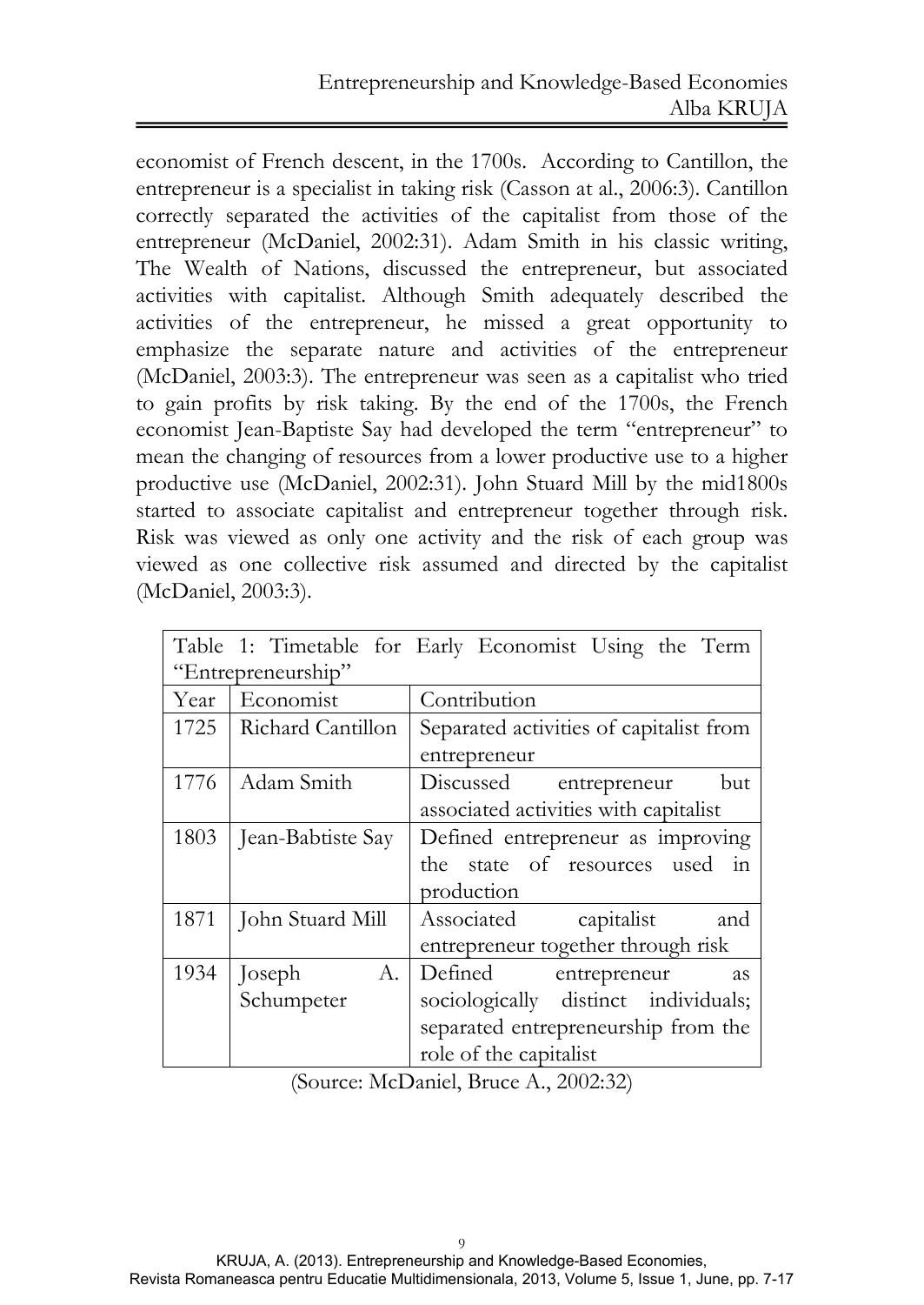economist of French descent, in the 1700s. According to Cantillon, the entrepreneur is a specialist in taking risk (Casson at al., 2006:3). Cantillon correctly separated the activities of the capitalist from those of the entrepreneur (McDaniel, 2002:31). Adam Smith in his classic writing, The Wealth of Nations, discussed the entrepreneur, but associated activities with capitalist. Although Smith adequately described the activities of the entrepreneur, he missed a great opportunity to emphasize the separate nature and activities of the entrepreneur (McDaniel, 2003:3). The entrepreneur was seen as a capitalist who tried to gain profits by risk taking. By the end of the 1700s, the French economist Jean-Baptiste Say had developed the term "entrepreneur" to mean the changing of resources from a lower productive use to a higher productive use (McDaniel, 2002:31). John Stuard Mill by the mid1800s started to associate capitalist and entrepreneur together through risk. Risk was viewed as only one activity and the risk of each group was viewed as one collective risk assumed and directed by the capitalist (McDaniel, 2003:3).

Table 1: Timetable for Early Economist Using the Term "Entrepreneurship"

| Year | Economist | Contribution |
|---|---|---|
| 1725 | Richard Cantillon | Separated activities of capitalist from entrepreneur |
| 1776 | Adam Smith | Discussed entrepreneur but associated activities with capitalist |
| 1803 | Jean-Babtiste Say | Defined entrepreneur as improving the state of resources used in production |
| 1871 | John Stuard Mill | Associated capitalist and entrepreneur together through risk |
| 1934 | Joseph A. Schumpeter | Defined entrepreneur as sociologically distinct individuals; separated entrepreneurship from the role of the capitalist |

(Source: McDaniel, Bruce A., 2002:32)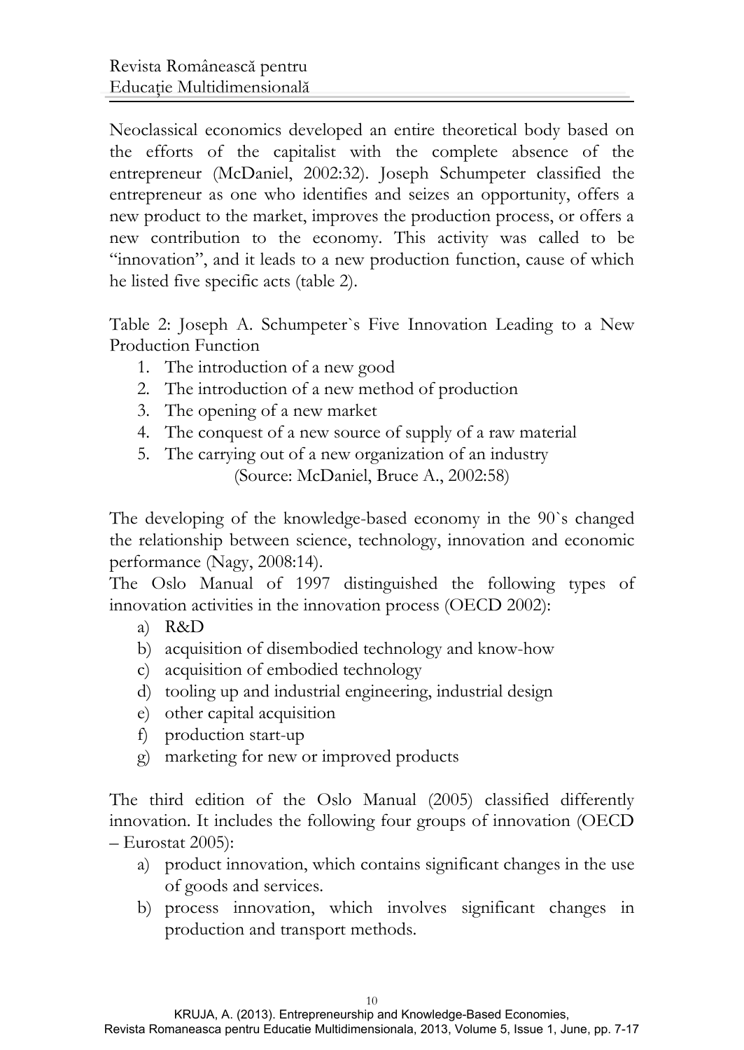Neoclassical economics developed an entire theoretical body based on the efforts of the capitalist with the complete absence of the entrepreneur (McDaniel, 2002:32). Joseph Schumpeter classified the entrepreneur as one who identifies and seizes an opportunity, offers a new product to the market, improves the production process, or offers a new contribution to the economy. This activity was called to be "innovation", and it leads to a new production function, cause of which he listed five specific acts (table 2).

Table 2: Joseph A. Schumpeter`s Five Innovation Leading to a New Production Function

1. The introduction of a new good
2. The introduction of a new method of production
3. The opening of a new market
4. The conquest of a new source of supply of a raw material
5. The carrying out of a new organization of an industry

(Source: McDaniel, Bruce A., 2002:58)

The developing of the knowledge-based economy in the 90`s changed the relationship between science, technology, innovation and economic performance (Nagy, 2008:14).

The Oslo Manual of 1997 distinguished the following types of innovation activities in the innovation process (OECD 2002):

a) R&D
b) acquisition of disembodied technology and know-how
c) acquisition of embodied technology
d) tooling up and industrial engineering, industrial design
e) other capital acquisition
f) production start-up
g) marketing for new or improved products

The third edition of the Oslo Manual (2005) classified differently innovation. It includes the following four groups of innovation (OECD – Eurostat 2005):

a) product innovation, which contains significant changes in the use of goods and services.
b) process innovation, which involves significant changes in production and transport methods.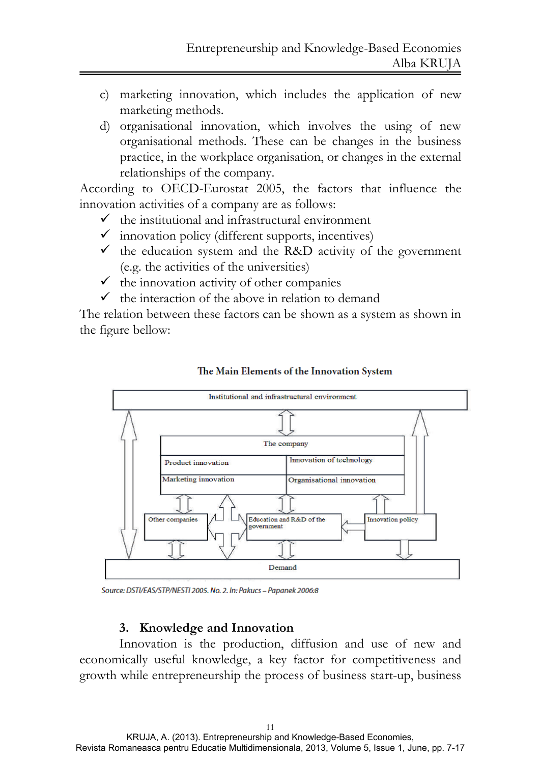c) marketing innovation, which includes the application of new marketing methods.
d) organisational innovation, which involves the using of new organisational methods. These can be changes in the business practice, in the workplace organisation, or changes in the external relationships of the company.

According to OECD-Eurostat 2005, the factors that influence the innovation activities of a company are as follows:

- ✓ the institutional and infrastructural environment
- ✓ innovation policy (different supports, incentives)
- ✓ the education system and the R&D activity of the government (e.g. the activities of the universities)
- ✓ the innovation activity of other companies
- ✓ the interaction of the above in relation to demand

The relation between these factors can be shown as a system as shown in the figure bellow:

**The Main Elements of the Innovation System**

Institutional and infrastructural environment

The company

Product innovation

Innovation of technology

Marketing innovation

Organisational innovation

Other companies

Education and R&D of the government

Innovation policy

Demand

*Source: DSTI/EAS/STP/NESTI 2005. No. 2. In: Pakucs – Papanek 2006:8*

## 3. Knowledge and Innovation

Innovation is the production, diffusion and use of new and economically useful knowledge, a key factor for competitiveness and growth while entrepreneurship the process of business start-up, business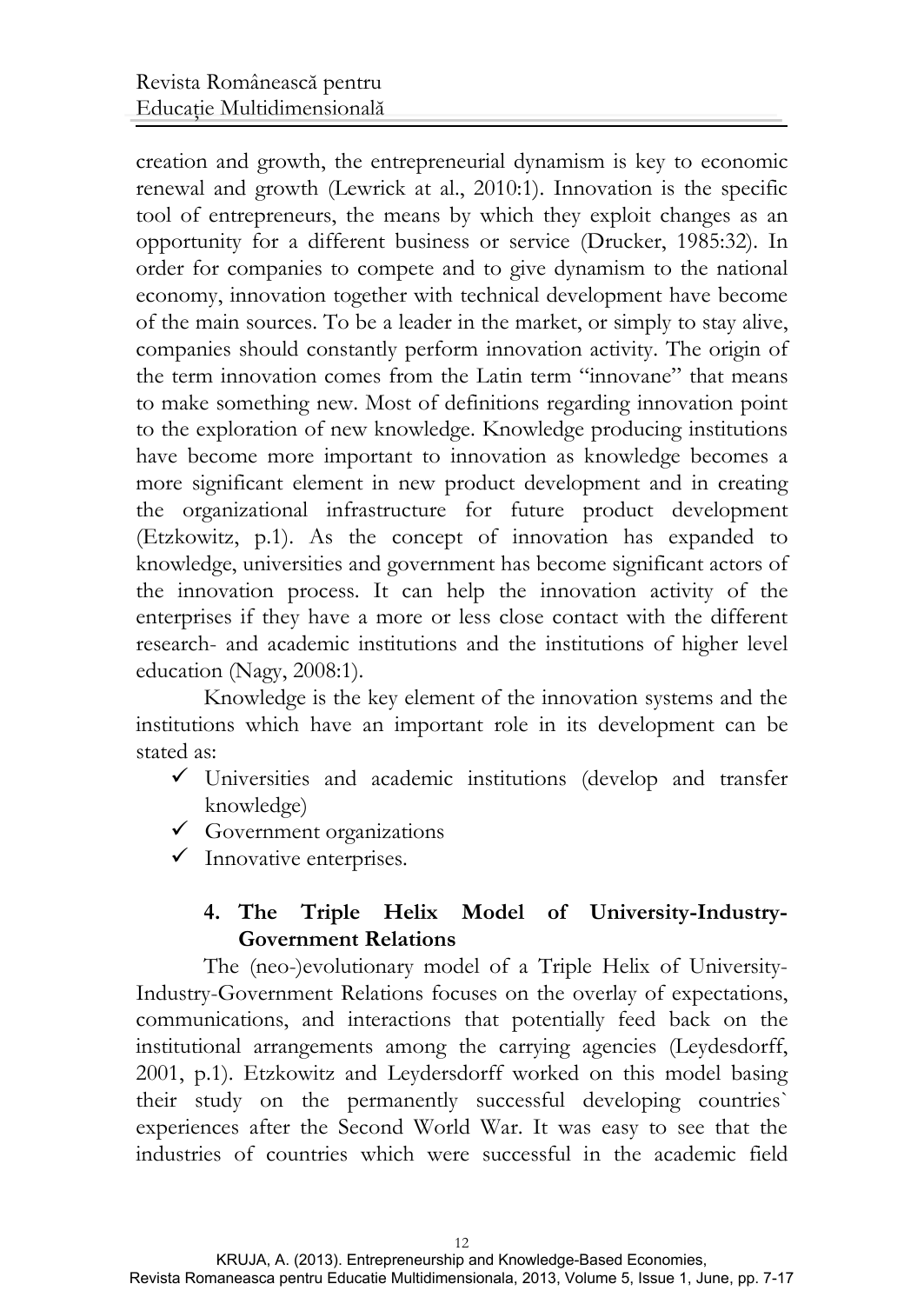creation and growth, the entrepreneurial dynamism is key to economic renewal and growth (Lewrick at al., 2010:1). Innovation is the specific tool of entrepreneurs, the means by which they exploit changes as an opportunity for a different business or service (Drucker, 1985:32). In order for companies to compete and to give dynamism to the national economy, innovation together with technical development have become of the main sources. To be a leader in the market, or simply to stay alive, companies should constantly perform innovation activity. The origin of the term innovation comes from the Latin term "innovane" that means to make something new. Most of definitions regarding innovation point to the exploration of new knowledge. Knowledge producing institutions have become more important to innovation as knowledge becomes a more significant element in new product development and in creating the organizational infrastructure for future product development (Etzkowitz, p.1). As the concept of innovation has expanded to knowledge, universities and government has become significant actors of the innovation process. It can help the innovation activity of the enterprises if they have a more or less close contact with the different research- and academic institutions and the institutions of higher level education (Nagy, 2008:1).

Knowledge is the key element of the innovation systems and the institutions which have an important role in its development can be stated as:

- ✓ Universities and academic institutions (develop and transfer knowledge)
- ✓ Government organizations
- ✓ Innovative enterprises.

## 4. The Triple Helix Model of University-Industry-Government Relations

The (neo-)evolutionary model of a Triple Helix of University-Industry-Government Relations focuses on the overlay of expectations, communications, and interactions that potentially feed back on the institutional arrangements among the carrying agencies (Leydesdorff, 2001, p.1). Etzkowitz and Leydersdorff worked on this model basing their study on the permanently successful developing countries` experiences after the Second World War. It was easy to see that the industries of countries which were successful in the academic field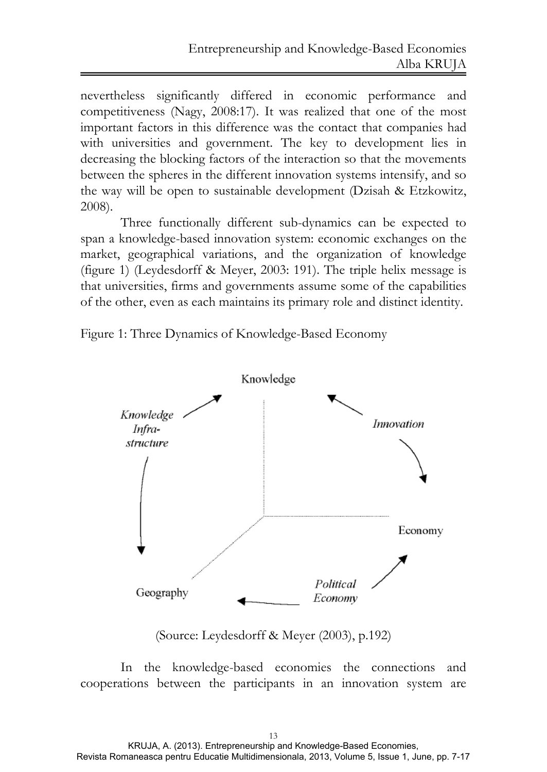nevertheless significantly differed in economic performance and competitiveness (Nagy, 2008:17). It was realized that one of the most important factors in this difference was the contact that companies had with universities and government. The key to development lies in decreasing the blocking factors of the interaction so that the movements between the spheres in the different innovation systems intensify, and so the way will be open to sustainable development (Dzisah & Etzkowitz, 2008).

Three functionally different sub-dynamics can be expected to span a knowledge-based innovation system: economic exchanges on the market, geographical variations, and the organization of knowledge (figure 1) (Leydesdorff & Meyer, 2003: 191). The triple helix message is that universities, firms and governments assume some of the capabilities of the other, even as each maintains its primary role and distinct identity.

Figure 1: Three Dynamics of Knowledge-Based Economy

Knowledge

*Knowledge Infra-structure*

*Innovation*

Economy

Geography

*Political Economy*

(Source: Leydesdorff & Meyer (2003), p.192)

In the knowledge-based economies the connections and cooperations between the participants in an innovation system are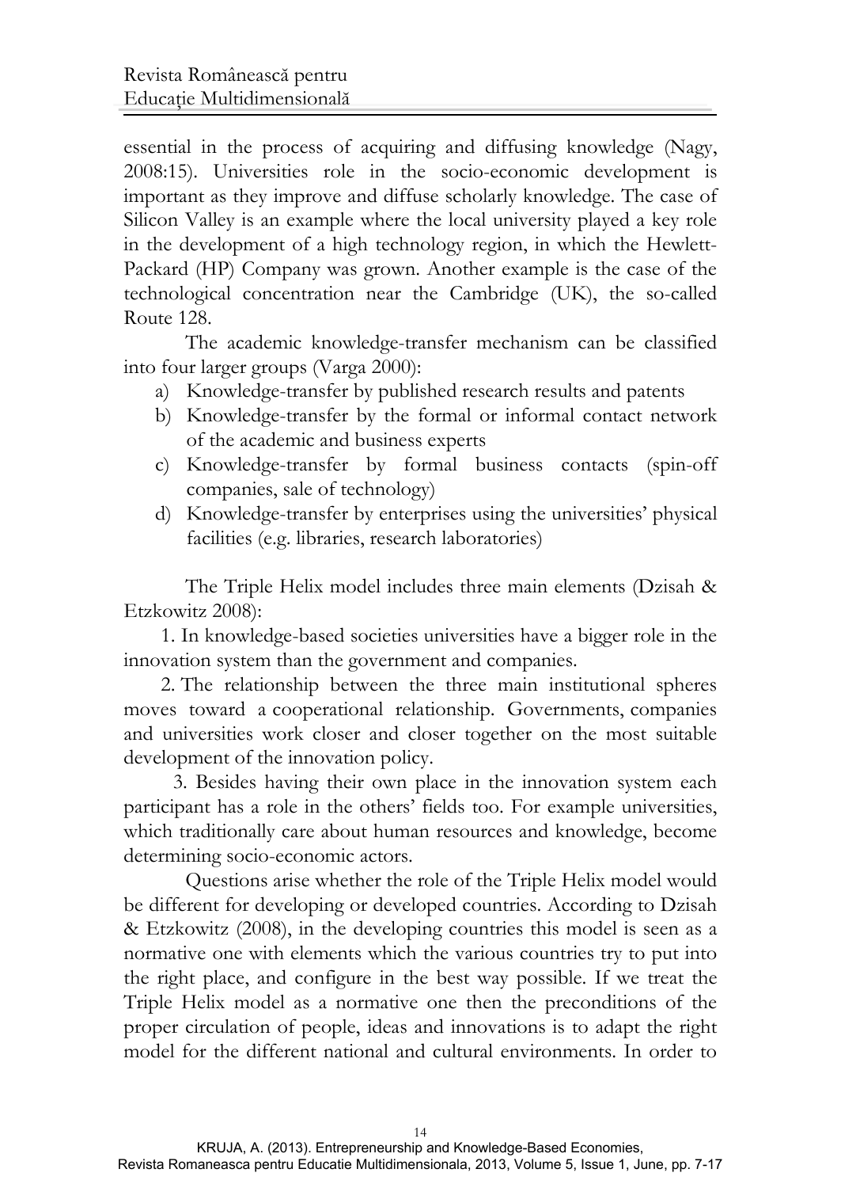essential in the process of acquiring and diffusing knowledge (Nagy, 2008:15). Universities role in the socio-economic development is important as they improve and diffuse scholarly knowledge. The case of Silicon Valley is an example where the local university played a key role in the development of a high technology region, in which the Hewlett-Packard (HP) Company was grown. Another example is the case of the technological concentration near the Cambridge (UK), the so-called Route 128.

The academic knowledge-transfer mechanism can be classified into four larger groups (Varga 2000):

a) Knowledge-transfer by published research results and patents
b) Knowledge-transfer by the formal or informal contact network of the academic and business experts
c) Knowledge-transfer by formal business contacts (spin-off companies, sale of technology)
d) Knowledge-transfer by enterprises using the universities' physical facilities (e.g. libraries, research laboratories)

The Triple Helix model includes three main elements (Dzisah & Etzkowitz 2008):

1. In knowledge-based societies universities have a bigger role in the innovation system than the government and companies.

2. The relationship between the three main institutional spheres moves toward a cooperational relationship. Governments, companies and universities work closer and closer together on the most suitable development of the innovation policy.

3. Besides having their own place in the innovation system each participant has a role in the others' fields too. For example universities, which traditionally care about human resources and knowledge, become determining socio-economic actors.

Questions arise whether the role of the Triple Helix model would be different for developing or developed countries. According to Dzisah & Etzkowitz (2008), in the developing countries this model is seen as a normative one with elements which the various countries try to put into the right place, and configure in the best way possible. If we treat the Triple Helix model as a normative one then the preconditions of the proper circulation of people, ideas and innovations is to adapt the right model for the different national and cultural environments. In order to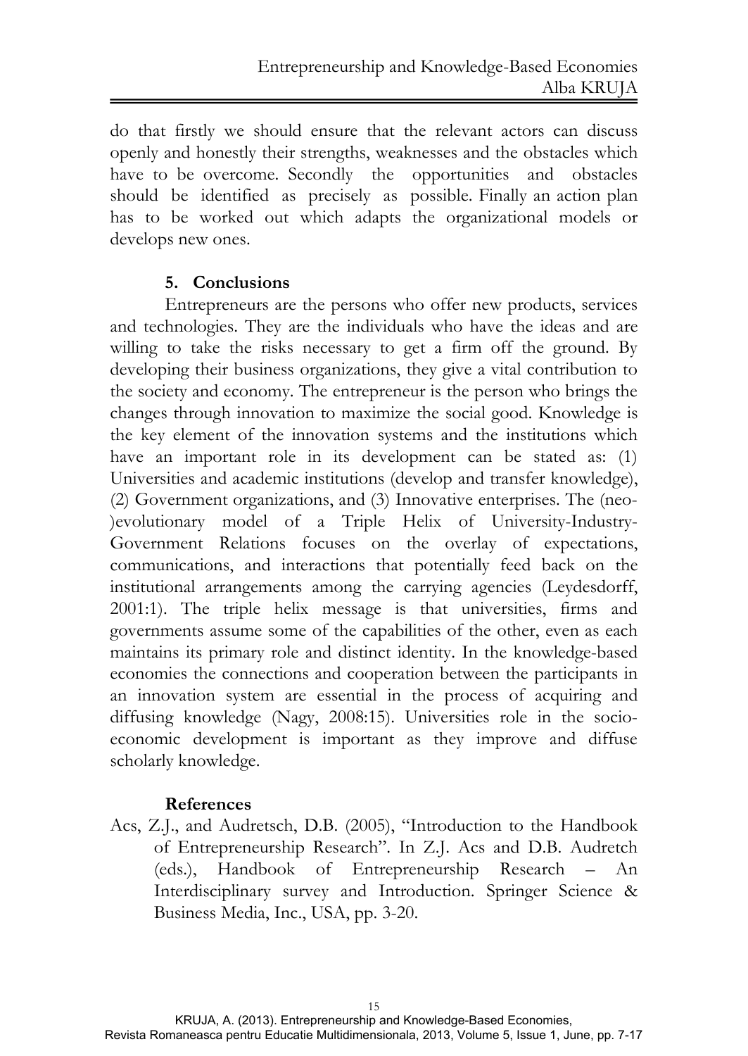do that firstly we should ensure that the relevant actors can discuss openly and honestly their strengths, weaknesses and the obstacles which have to be overcome. Secondly the opportunities and obstacles should be identified as precisely as possible. Finally an action plan has to be worked out which adapts the organizational models or develops new ones.

## 5. Conclusions

Entrepreneurs are the persons who offer new products, services and technologies. They are the individuals who have the ideas and are willing to take the risks necessary to get a firm off the ground. By developing their business organizations, they give a vital contribution to the society and economy. The entrepreneur is the person who brings the changes through innovation to maximize the social good. Knowledge is the key element of the innovation systems and the institutions which have an important role in its development can be stated as: (1) Universities and academic institutions (develop and transfer knowledge), (2) Government organizations, and (3) Innovative enterprises. The (neo-)evolutionary model of a Triple Helix of University-Industry-Government Relations focuses on the overlay of expectations, communications, and interactions that potentially feed back on the institutional arrangements among the carrying agencies (Leydesdorff, 2001:1). The triple helix message is that universities, firms and governments assume some of the capabilities of the other, even as each maintains its primary role and distinct identity. In the knowledge-based economies the connections and cooperation between the participants in an innovation system are essential in the process of acquiring and diffusing knowledge (Nagy, 2008:15). Universities role in the socio-economic development is important as they improve and diffuse scholarly knowledge.

## References

Acs, Z.J., and Audretsch, D.B. (2005), "Introduction to the Handbook of Entrepreneurship Research". In Z.J. Acs and D.B. Audretch (eds.), Handbook of Entrepreneurship Research – An Interdisciplinary survey and Introduction. Springer Science & Business Media, Inc., USA, pp. 3-20.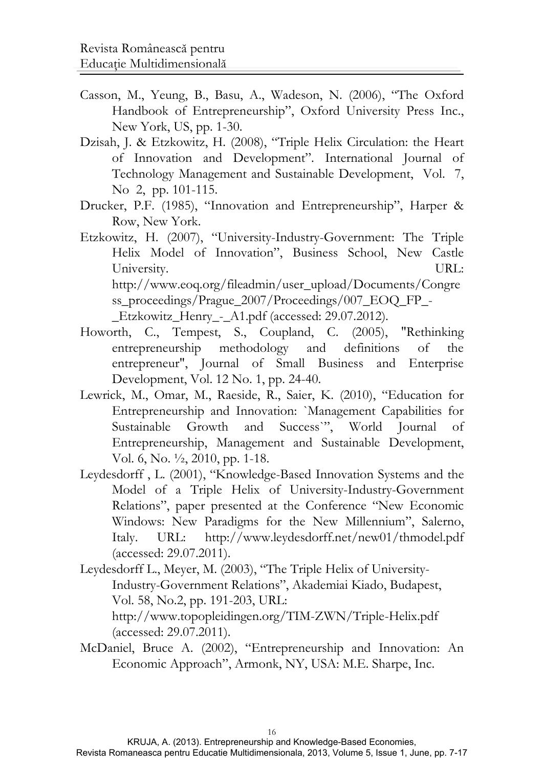Casson, M., Yeung, B., Basu, A., Wadeson, N. (2006), "The Oxford Handbook of Entrepreneurship", Oxford University Press Inc., New York, US, pp. 1-30.

Dzisah, J. & Etzkowitz, H. (2008), "Triple Helix Circulation: the Heart of Innovation and Development". International Journal of Technology Management and Sustainable Development, Vol. 7, No 2, pp. 101-115.

Drucker, P.F. (1985), "Innovation and Entrepreneurship", Harper & Row, New York.

Etzkowitz, H. (2007), "University-Industry-Government: The Triple Helix Model of Innovation", Business School, New Castle University. URL: http://www.eoq.org/fileadmin/user_upload/Documents/Congress_proceedings/Prague_2007/Proceedings/007_EOQ_FP_-_Etzkowitz_Henry_-_A1.pdf (accessed: 29.07.2012).

Howorth, C., Tempest, S., Coupland, C. (2005), "Rethinking entrepreneurship methodology and definitions of the entrepreneur", Journal of Small Business and Enterprise Development, Vol. 12 No. 1, pp. 24-40.

Lewrick, M., Omar, M., Raeside, R., Saier, K. (2010), "Education for Entrepreneurship and Innovation: `Management Capabilities for Sustainable Growth and Success`", World Journal of Entrepreneurship, Management and Sustainable Development, Vol. 6, No. ½, 2010, pp. 1-18.

Leydesdorff , L. (2001), "Knowledge-Based Innovation Systems and the Model of a Triple Helix of University-Industry-Government Relations", paper presented at the Conference "New Economic Windows: New Paradigms for the New Millennium", Salerno, Italy. URL: http://www.leydesdorff.net/new01/thmodel.pdf (accessed: 29.07.2011).

Leydesdorff L., Meyer, M. (2003), "The Triple Helix of University-Industry-Government Relations", Akademiai Kiado, Budapest, Vol. 58, No.2, pp. 191-203, URL: http://www.topopleidingen.org/TIM-ZWN/Triple-Helix.pdf (accessed: 29.07.2011).

McDaniel, Bruce A. (2002), "Entrepreneurship and Innovation: An Economic Approach", Armonk, NY, USA: M.E. Sharpe, Inc.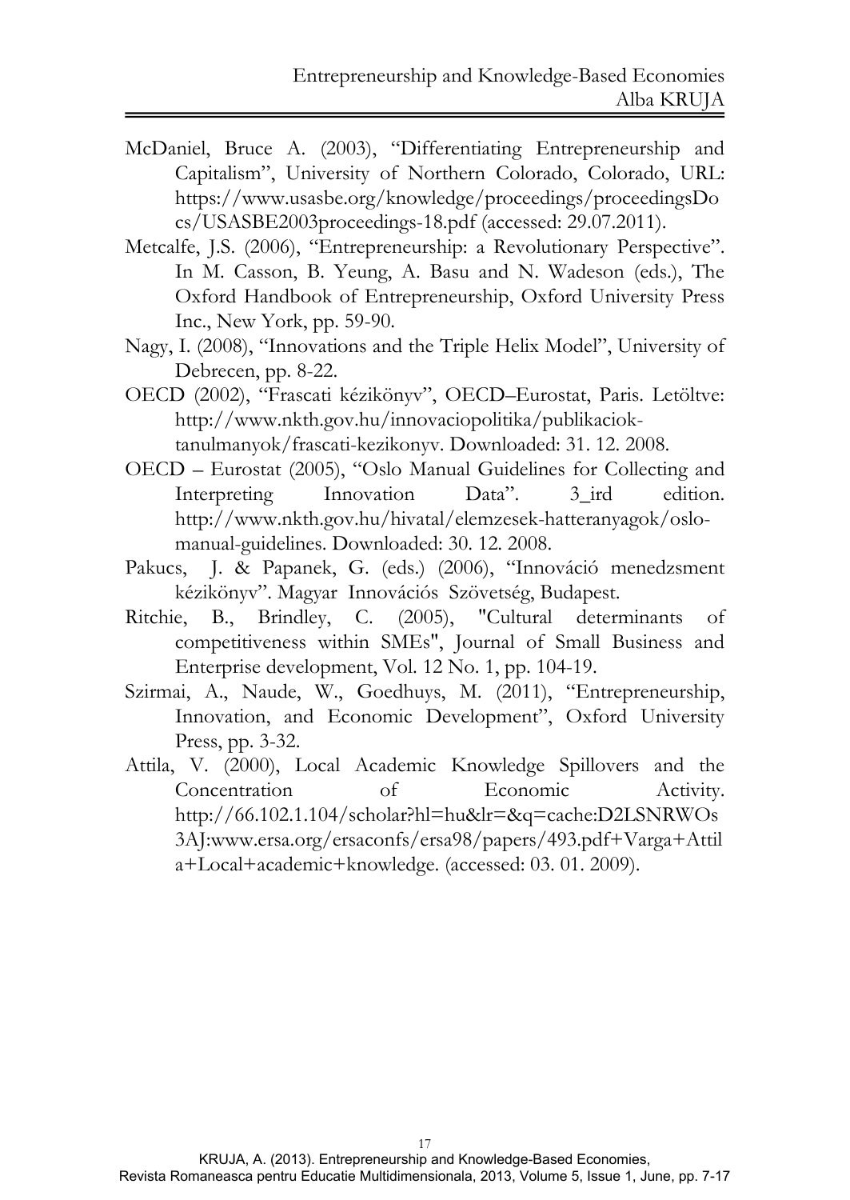McDaniel, Bruce A. (2003), "Differentiating Entrepreneurship and Capitalism", University of Northern Colorado, Colorado, URL: https://www.usasbe.org/knowledge/proceedings/proceedingsDocs/USASBE2003proceedings-18.pdf (accessed: 29.07.2011).

Metcalfe, J.S. (2006), "Entrepreneurship: a Revolutionary Perspective". In M. Casson, B. Yeung, A. Basu and N. Wadeson (eds.), The Oxford Handbook of Entrepreneurship, Oxford University Press Inc., New York, pp. 59-90.

Nagy, I. (2008), "Innovations and the Triple Helix Model", University of Debrecen, pp. 8-22.

OECD (2002), "Frascati kézikönyv", OECD–Eurostat, Paris. Letöltve: http://www.nkth.gov.hu/innovaciopolitika/publikaciok-tanulmanyok/frascati-kezikonyv. Downloaded: 31. 12. 2008.

OECD – Eurostat (2005), "Oslo Manual Guidelines for Collecting and Interpreting Innovation Data". 3_ird edition. http://www.nkth.gov.hu/hivatal/elemzesek-hatteranyagok/oslo-manual-guidelines. Downloaded: 30. 12. 2008.

Pakucs, J. & Papanek, G. (eds.) (2006), "Innováció menedzsment kézikönyv". Magyar Innovációs Szövetség, Budapest.

Ritchie, B., Brindley, C. (2005), "Cultural determinants of competitiveness within SMEs", Journal of Small Business and Enterprise development, Vol. 12 No. 1, pp. 104-19.

Szirmai, A., Naude, W., Goedhuys, M. (2011), "Entrepreneurship, Innovation, and Economic Development", Oxford University Press, pp. 3-32.

Attila, V. (2000), Local Academic Knowledge Spillovers and the Concentration of Economic Activity. http://66.102.1.104/scholar?hl=hu&lr=&q=cache:D2LSNRWOs3AJ:www.ersa.org/ersaconfs/ersa98/papers/493.pdf+Varga+Attila+Local+academic+knowledge. (accessed: 03. 01. 2009).